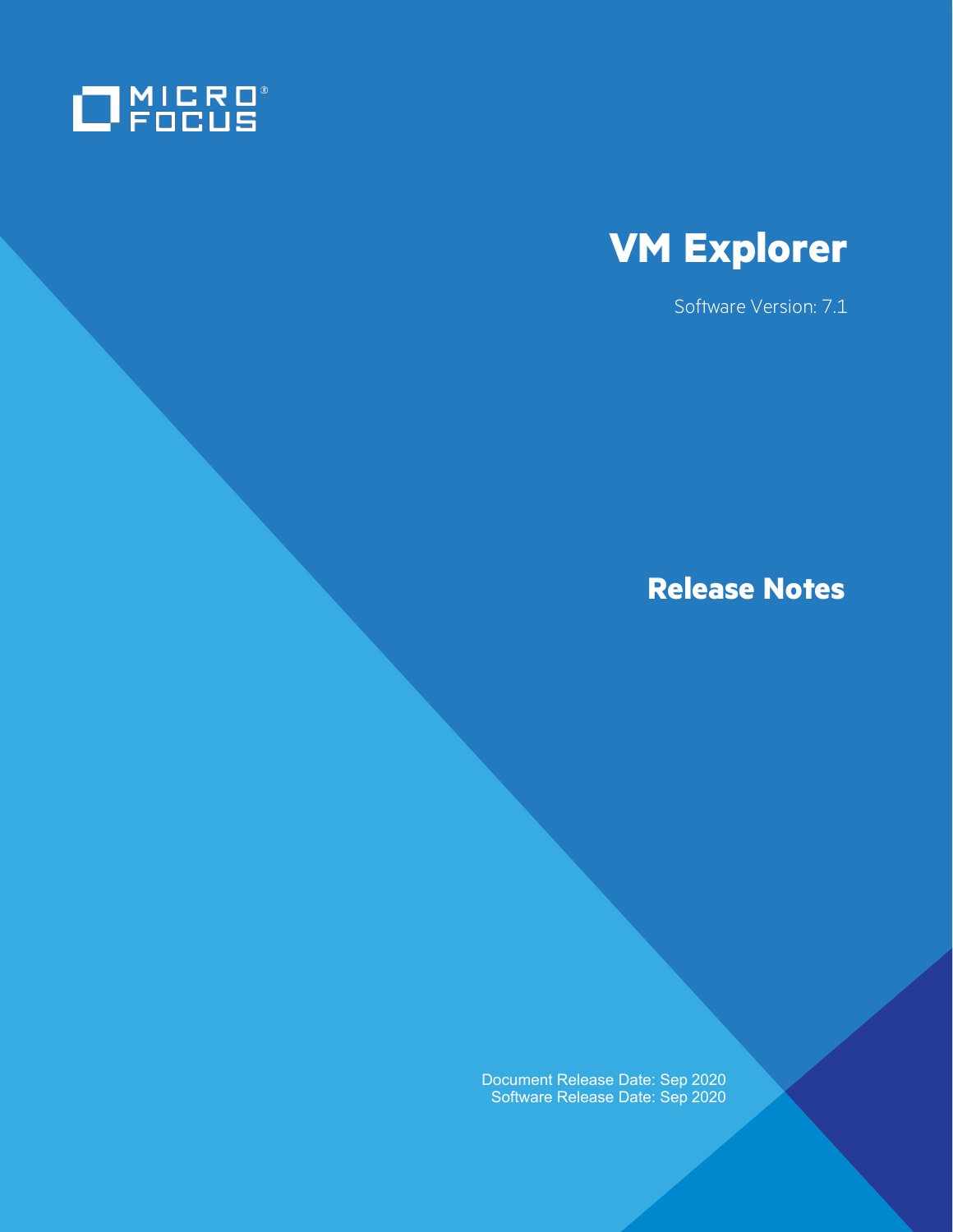MICRO FOCUS

# VM Explorer

Software Version: 7.1

## Release Notes

Document Release Date: Sep 2020
Software Release Date: Sep 2020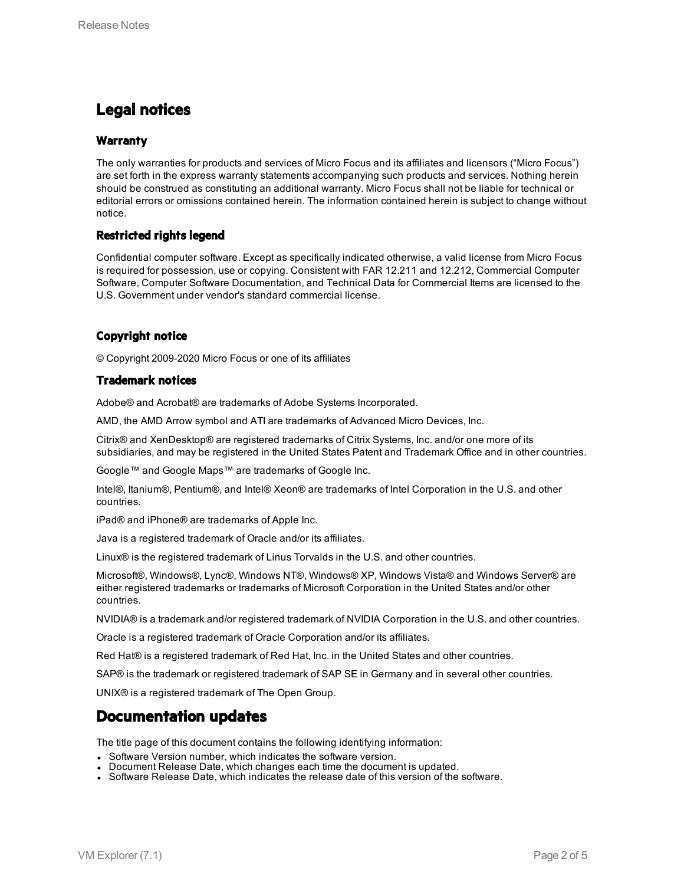# Legal notices

## Warranty

The only warranties for products and services of Micro Focus and its affiliates and licensors ("Micro Focus") are set forth in the express warranty statements accompanying such products and services. Nothing herein should be construed as constituting an additional warranty. Micro Focus shall not be liable for technical or editorial errors or omissions contained herein. The information contained herein is subject to change without notice.

## Restricted rights legend

Confidential computer software. Except as specifically indicated otherwise, a valid license from Micro Focus is required for possession, use or copying. Consistent with FAR 12.211 and 12.212, Commercial Computer Software, Computer Software Documentation, and Technical Data for Commercial Items are licensed to the U.S. Government under vendor's standard commercial license.

## Copyright notice

© Copyright 2009-2020 Micro Focus or one of its affiliates

## Trademark notices

Adobe® and Acrobat® are trademarks of Adobe Systems Incorporated.

AMD, the AMD Arrow symbol and ATI are trademarks of Advanced Micro Devices, Inc.

Citrix® and XenDesktop® are registered trademarks of Citrix Systems, Inc. and/or one more of its subsidiaries, and may be registered in the United States Patent and Trademark Office and in other countries.

Google™ and Google Maps™ are trademarks of Google Inc.

Intel®, Itanium®, Pentium®, and Intel® Xeon® are trademarks of Intel Corporation in the U.S. and other countries.

iPad® and iPhone® are trademarks of Apple Inc.

Java is a registered trademark of Oracle and/or its affiliates.

Linux® is the registered trademark of Linus Torvalds in the U.S. and other countries.

Microsoft®, Windows®, Lync®, Windows NT®, Windows® XP, Windows Vista® and Windows Server® are either registered trademarks or trademarks of Microsoft Corporation in the United States and/or other countries.

NVIDIA® is a trademark and/or registered trademark of NVIDIA Corporation in the U.S. and other countries.

Oracle is a registered trademark of Oracle Corporation and/or its affiliates.

Red Hat® is a registered trademark of Red Hat, Inc. in the United States and other countries.

SAP® is the trademark or registered trademark of SAP SE in Germany and in several other countries.

UNIX® is a registered trademark of The Open Group.

# Documentation updates

The title page of this document contains the following identifying information:

- Software Version number, which indicates the software version.
- Document Release Date, which changes each time the document is updated.
- Software Release Date, which indicates the release date of this version of the software.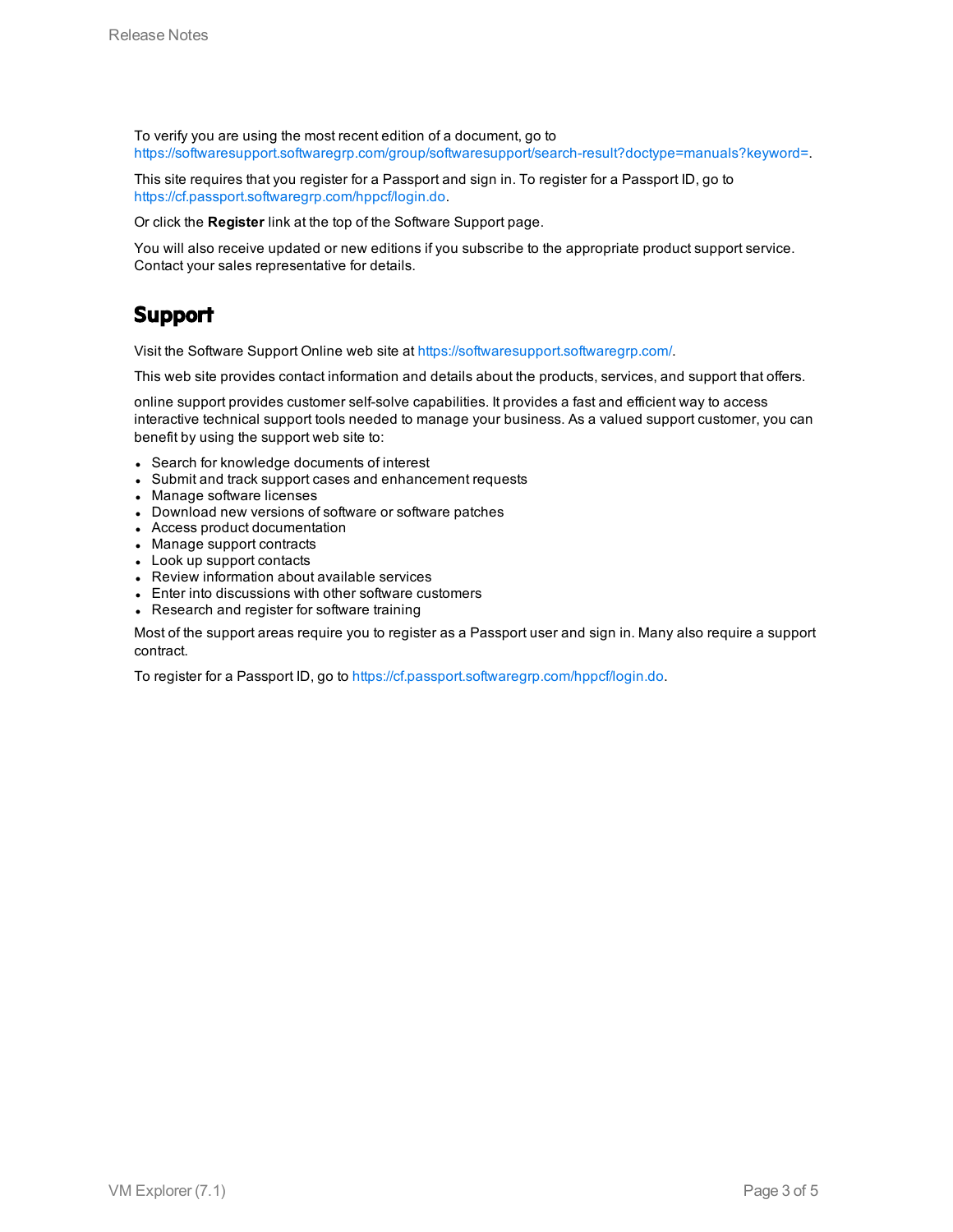To verify you are using the most recent edition of a document, go to https://softwaresupport.softwaregrp.com/group/softwaresupport/search-result?doctype=manuals?keyword=.

This site requires that you register for a Passport and sign in. To register for a Passport ID, go to https://cf.passport.softwaregrp.com/hppcf/login.do.

Or click the **Register** link at the top of the Software Support page.

You will also receive updated or new editions if you subscribe to the appropriate product support service. Contact your sales representative for details.

## Support

Visit the Software Support Online web site at https://softwaresupport.softwaregrp.com/.

This web site provides contact information and details about the products, services, and support that offers.

online support provides customer self-solve capabilities. It provides a fast and efficient way to access interactive technical support tools needed to manage your business. As a valued support customer, you can benefit by using the support web site to:

- Search for knowledge documents of interest
- Submit and track support cases and enhancement requests
- Manage software licenses
- Download new versions of software or software patches
- Access product documentation
- Manage support contracts
- Look up support contacts
- Review information about available services
- Enter into discussions with other software customers
- Research and register for software training

Most of the support areas require you to register as a Passport user and sign in. Many also require a support contract.

To register for a Passport ID, go to https://cf.passport.softwaregrp.com/hppcf/login.do.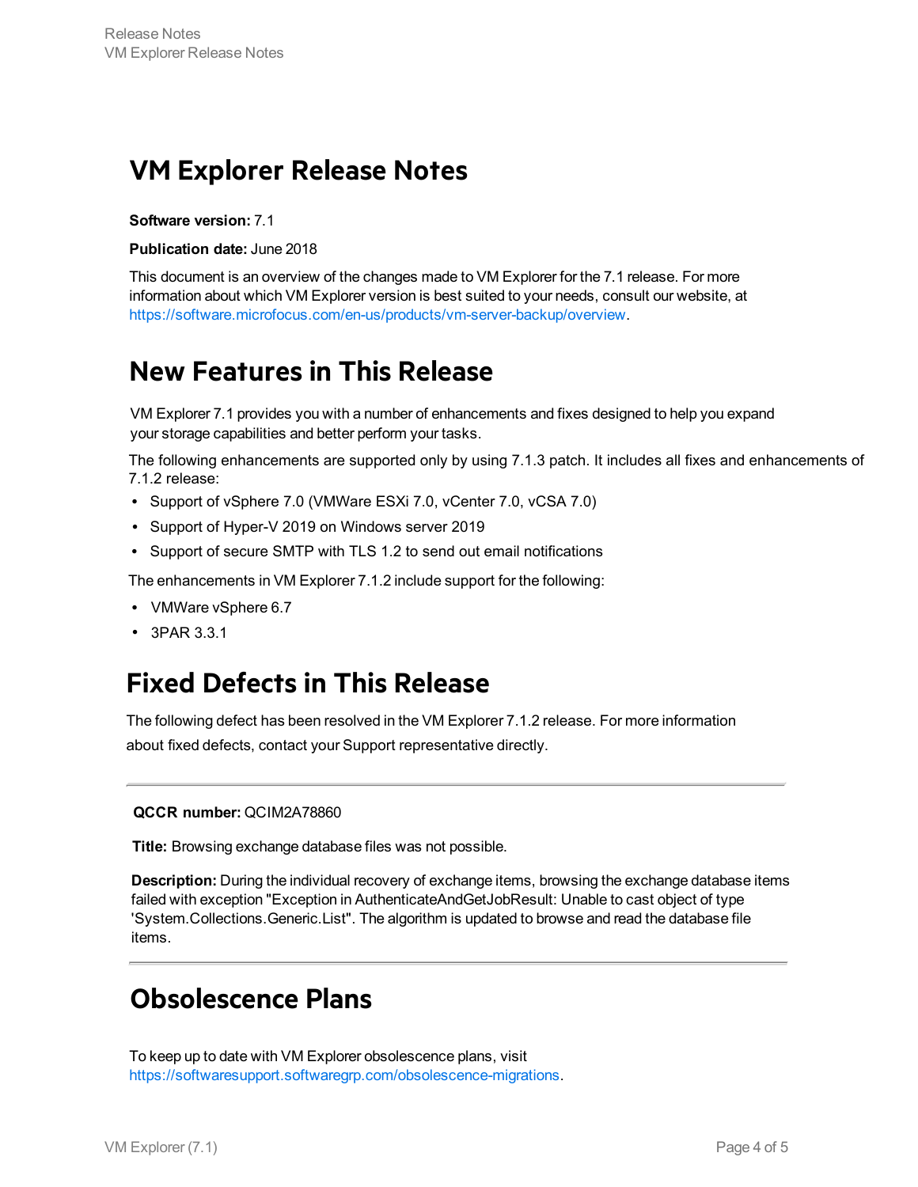# VM Explorer Release Notes

**Software version:** 7.1

**Publication date:** June 2018

This document is an overview of the changes made to VM Explorer for the 7.1 release. For more information about which VM Explorer version is best suited to your needs, consult our website, at https://software.microfocus.com/en-us/products/vm-server-backup/overview.

# New Features in This Release

VM Explorer 7.1 provides you with a number of enhancements and fixes designed to help you expand your storage capabilities and better perform your tasks.

The following enhancements are supported only by using 7.1.3 patch. It includes all fixes and enhancements of 7.1.2 release:

- Support of vSphere 7.0 (VMWare ESXi 7.0, vCenter 7.0, vCSA 7.0)
- Support of Hyper-V 2019 on Windows server 2019
- Support of secure SMTP with TLS 1.2 to send out email notifications

The enhancements in VM Explorer 7.1.2 include support for the following:

- VMWare vSphere 6.7
- 3PAR 3.3.1

# Fixed Defects in This Release

The following defect has been resolved in the VM Explorer 7.1.2 release. For more information about fixed defects, contact your Support representative directly.

---

**QCCR number:** QCIM2A78860

**Title:** Browsing exchange database files was not possible.

**Description:** During the individual recovery of exchange items, browsing the exchange database items failed with exception "Exception in AuthenticateAndGetJobResult: Unable to cast object of type 'System.Collections.Generic.List". The algorithm is updated to browse and read the database file items.

---

# Obsolescence Plans

To keep up to date with VM Explorer obsolescence plans, visit https://softwaresupport.softwaregrp.com/obsolescence-migrations.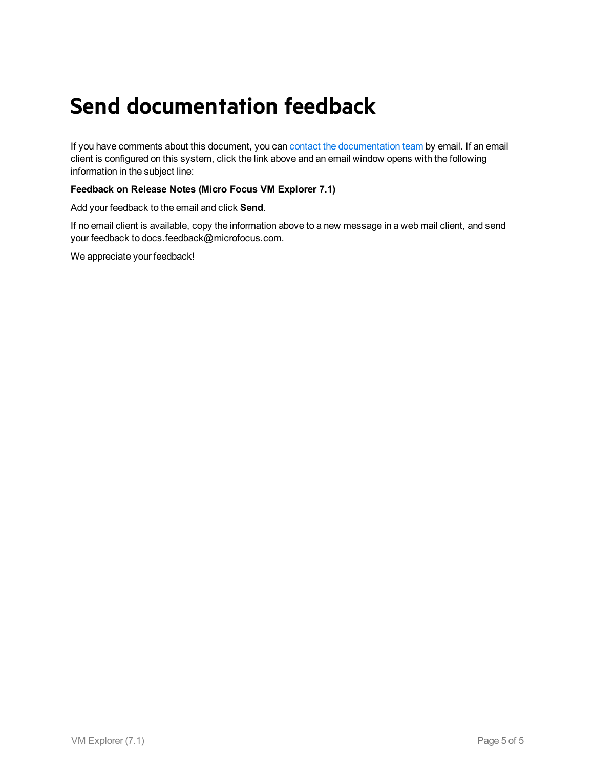# Send documentation feedback

If you have comments about this document, you can contact the documentation team by email. If an email client is configured on this system, click the link above and an email window opens with the following information in the subject line:

**Feedback on Release Notes (Micro Focus VM Explorer 7.1)**

Add your feedback to the email and click **Send**.

If no email client is available, copy the information above to a new message in a web mail client, and send your feedback to docs.feedback@microfocus.com.

We appreciate your feedback!